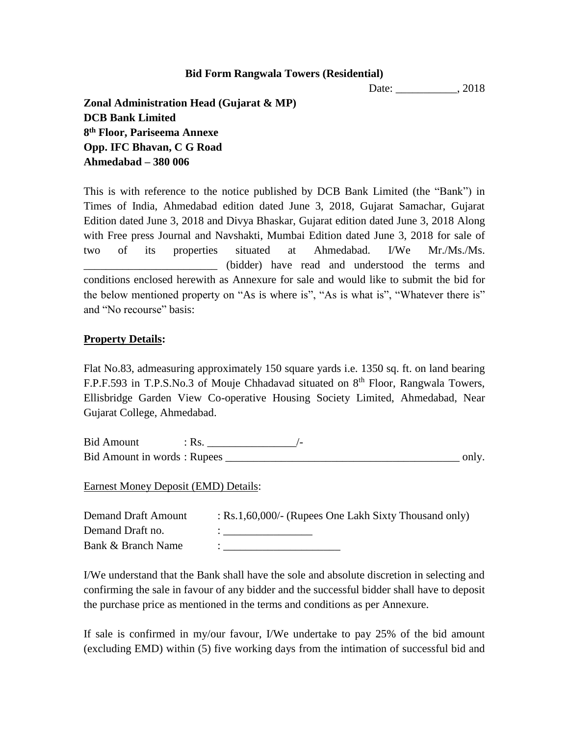**Bid Form Rangwala Towers (Residential)**

Date: ___________, 2018

**Zonal Administration Head (Gujarat & MP)**
**DCB Bank Limited**
**8th Floor, Pariseema Annexe**
**Opp. IFC Bhavan, C G Road**
**Ahmedabad – 380 006**

This is with reference to the notice published by DCB Bank Limited (the "Bank") in Times of India, Ahmedabad edition dated June 3, 2018, Gujarat Samachar, Gujarat Edition dated June 3, 2018 and Divya Bhaskar, Gujarat edition dated June 3, 2018 Along with Free press Journal and Navshakti, Mumbai Edition dated June 3, 2018 for sale of two of its properties situated at Ahmedabad. I/We Mr./Ms./Ms. ________________________ (bidder) have read and understood the terms and conditions enclosed herewith as Annexure for sale and would like to submit the bid for the below mentioned property on "As is where is", "As is what is", "Whatever there is" and "No recourse" basis:

**Property Details:**

Flat No.83, admeasuring approximately 150 square yards i.e. 1350 sq. ft. on land bearing F.P.F.593 in T.P.S.No.3 of Mouje Chhadavad situated on 8th Floor, Rangwala Towers, Ellisbridge Garden View Co-operative Housing Society Limited, Ahmedabad, Near Gujarat College, Ahmedabad.

Bid Amount : Rs. ________________/-
Bid Amount in words : Rupees ___________________________________________ only.

Earnest Money Deposit (EMD) Details:

Demand Draft Amount : Rs.1,60,000/- (Rupees One Lakh Sixty Thousand only)
Demand Draft no. : ________________
Bank & Branch Name : _____________________

I/We understand that the Bank shall have the sole and absolute discretion in selecting and confirming the sale in favour of any bidder and the successful bidder shall have to deposit the purchase price as mentioned in the terms and conditions as per Annexure.

If sale is confirmed in my/our favour, I/We undertake to pay 25% of the bid amount (excluding EMD) within (5) five working days from the intimation of successful bid and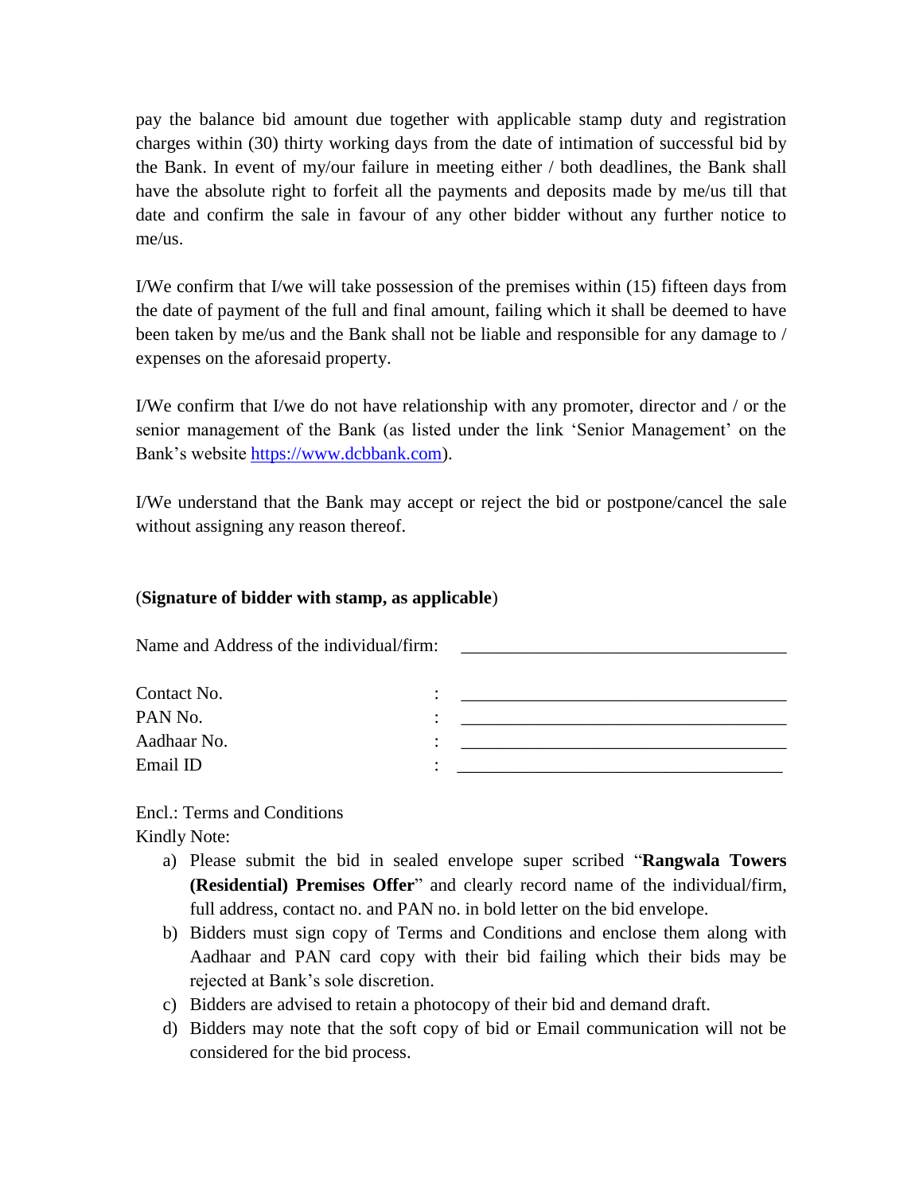pay the balance bid amount due together with applicable stamp duty and registration charges within (30) thirty working days from the date of intimation of successful bid by the Bank. In event of my/our failure in meeting either / both deadlines, the Bank shall have the absolute right to forfeit all the payments and deposits made by me/us till that date and confirm the sale in favour of any other bidder without any further notice to me/us.

I/We confirm that I/we will take possession of the premises within (15) fifteen days from the date of payment of the full and final amount, failing which it shall be deemed to have been taken by me/us and the Bank shall not be liable and responsible for any damage to / expenses on the aforesaid property.

I/We confirm that I/we do not have relationship with any promoter, director and / or the senior management of the Bank (as listed under the link 'Senior Management' on the Bank's website [https://www.dcbbank.com](https://www.dcbbank.com)).

I/We understand that the Bank may accept or reject the bid or postpone/cancel the sale without assigning any reason thereof.

(**Signature of bidder with stamp, as applicable**)

Name and Address of the individual/firm: ____________________________________

Contact No. : ____________________________________

PAN No. : ____________________________________

Aadhaar No. : ____________________________________

Email ID : ____________________________________

Encl.: Terms and Conditions

Kindly Note:

a) Please submit the bid in sealed envelope super scribed "**Rangwala Towers (Residential) Premises Offer**" and clearly record name of the individual/firm, full address, contact no. and PAN no. in bold letter on the bid envelope.
b) Bidders must sign copy of Terms and Conditions and enclose them along with Aadhaar and PAN card copy with their bid failing which their bids may be rejected at Bank's sole discretion.
c) Bidders are advised to retain a photocopy of their bid and demand draft.
d) Bidders may note that the soft copy of bid or Email communication will not be considered for the bid process.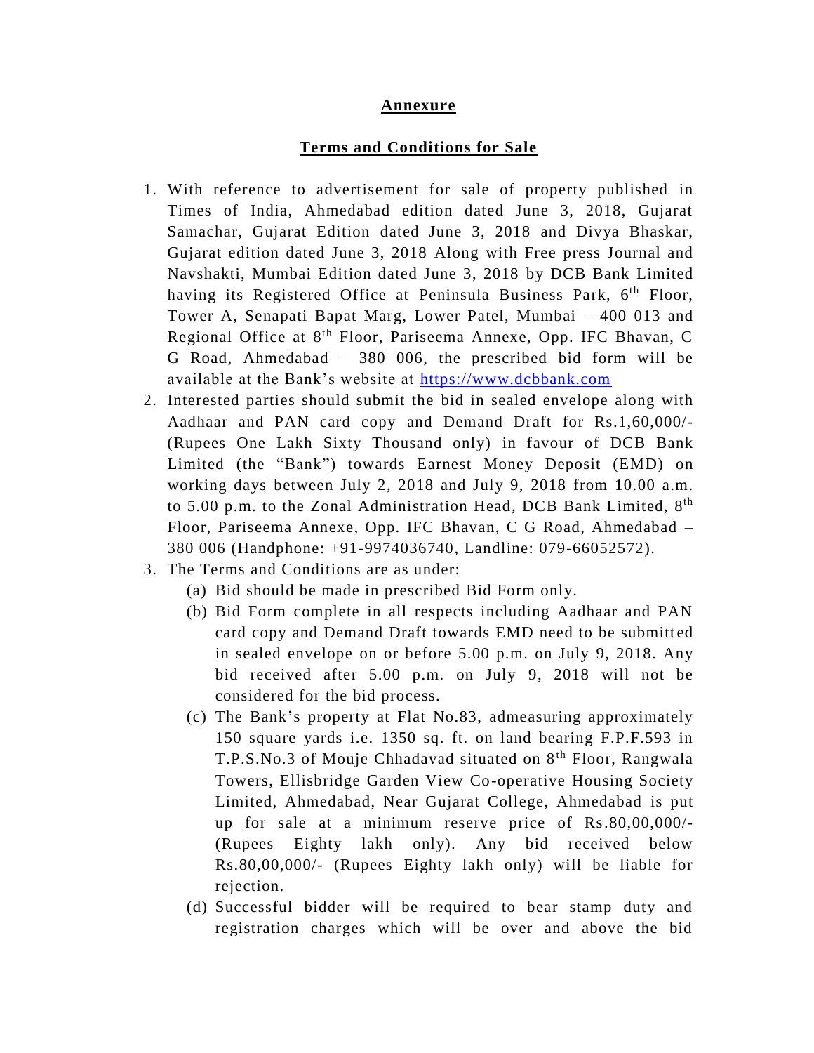## Annexure

## Terms and Conditions for Sale

1. With reference to advertisement for sale of property published in Times of India, Ahmedabad edition dated June 3, 2018, Gujarat Samachar, Gujarat Edition dated June 3, 2018 and Divya Bhaskar, Gujarat edition dated June 3, 2018 Along with Free press Journal and Navshakti, Mumbai Edition dated June 3, 2018 by DCB Bank Limited having its Registered Office at Peninsula Business Park, 6th Floor, Tower A, Senapati Bapat Marg, Lower Patel, Mumbai – 400 013 and Regional Office at 8th Floor, Pariseema Annexe, Opp. IFC Bhavan, C G Road, Ahmedabad – 380 006, the prescribed bid form will be available at the Bank's website at [https://www.dcbbank.com](https://www.dcbbank.com)
2. Interested parties should submit the bid in sealed envelope along with Aadhaar and PAN card copy and Demand Draft for Rs.1,60,000/- (Rupees One Lakh Sixty Thousand only) in favour of DCB Bank Limited (the "Bank") towards Earnest Money Deposit (EMD) on working days between July 2, 2018 and July 9, 2018 from 10.00 a.m. to 5.00 p.m. to the Zonal Administration Head, DCB Bank Limited, 8th Floor, Pariseema Annexe, Opp. IFC Bhavan, C G Road, Ahmedabad – 380 006 (Handphone: +91-9974036740, Landline: 079-66052572).
3. The Terms and Conditions are as under:
   (a) Bid should be made in prescribed Bid Form only.
   (b) Bid Form complete in all respects including Aadhaar and PAN card copy and Demand Draft towards EMD need to be submitted in sealed envelope on or before 5.00 p.m. on July 9, 2018. Any bid received after 5.00 p.m. on July 9, 2018 will not be considered for the bid process.
   (c) The Bank's property at Flat No.83, admeasuring approximately 150 square yards i.e. 1350 sq. ft. on land bearing F.P.F.593 in T.P.S.No.3 of Mouje Chhadavad situated on 8th Floor, Rangwala Towers, Ellisbridge Garden View Co-operative Housing Society Limited, Ahmedabad, Near Gujarat College, Ahmedabad is put up for sale at a minimum reserve price of Rs.80,00,000/- (Rupees Eighty lakh only). Any bid received below Rs.80,00,000/- (Rupees Eighty lakh only) will be liable for rejection.
   (d) Successful bidder will be required to bear stamp duty and registration charges which will be over and above the bid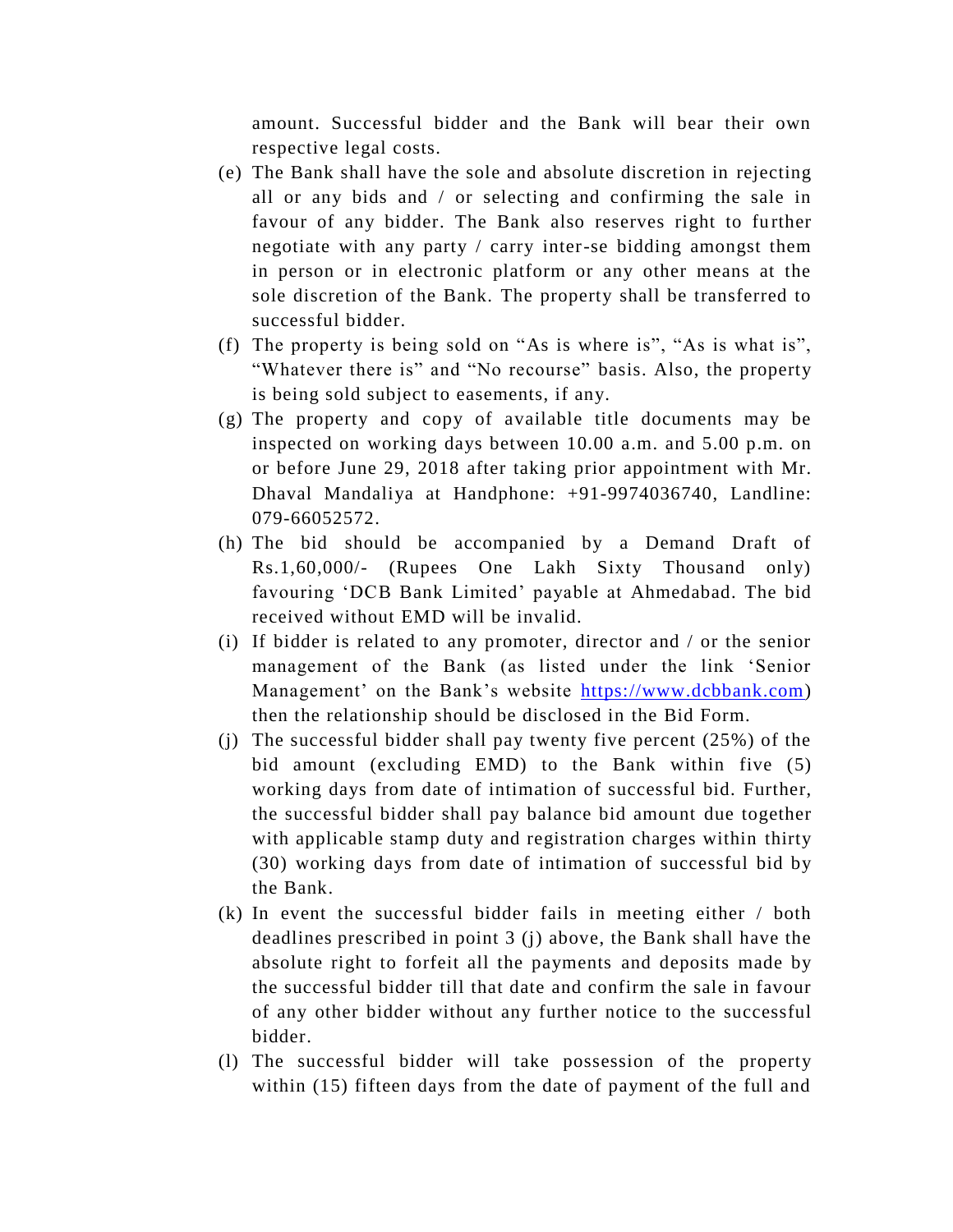amount. Successful bidder and the Bank will bear their own respective legal costs.

(e) The Bank shall have the sole and absolute discretion in rejecting all or any bids and / or selecting and confirming the sale in favour of any bidder. The Bank also reserves right to further negotiate with any party / carry inter-se bidding amongst them in person or in electronic platform or any other means at the sole discretion of the Bank. The property shall be transferred to successful bidder.

(f) The property is being sold on "As is where is", "As is what is", "Whatever there is" and "No recourse" basis. Also, the property is being sold subject to easements, if any.

(g) The property and copy of available title documents may be inspected on working days between 10.00 a.m. and 5.00 p.m. on or before June 29, 2018 after taking prior appointment with Mr. Dhaval Mandaliya at Handphone: +91-9974036740, Landline: 079-66052572.

(h) The bid should be accompanied by a Demand Draft of Rs.1,60,000/- (Rupees One Lakh Sixty Thousand only) favouring 'DCB Bank Limited' payable at Ahmedabad. The bid received without EMD will be invalid.

(i) If bidder is related to any promoter, director and / or the senior management of the Bank (as listed under the link 'Senior Management' on the Bank's website [https://www.dcbbank.com](https://www.dcbbank.com)) then the relationship should be disclosed in the Bid Form.

(j) The successful bidder shall pay twenty five percent (25%) of the bid amount (excluding EMD) to the Bank within five (5) working days from date of intimation of successful bid. Further, the successful bidder shall pay balance bid amount due together with applicable stamp duty and registration charges within thirty (30) working days from date of intimation of successful bid by the Bank.

(k) In event the successful bidder fails in meeting either / both deadlines prescribed in point 3 (j) above, the Bank shall have the absolute right to forfeit all the payments and deposits made by the successful bidder till that date and confirm the sale in favour of any other bidder without any further notice to the successful bidder.

(l) The successful bidder will take possession of the property within (15) fifteen days from the date of payment of the full and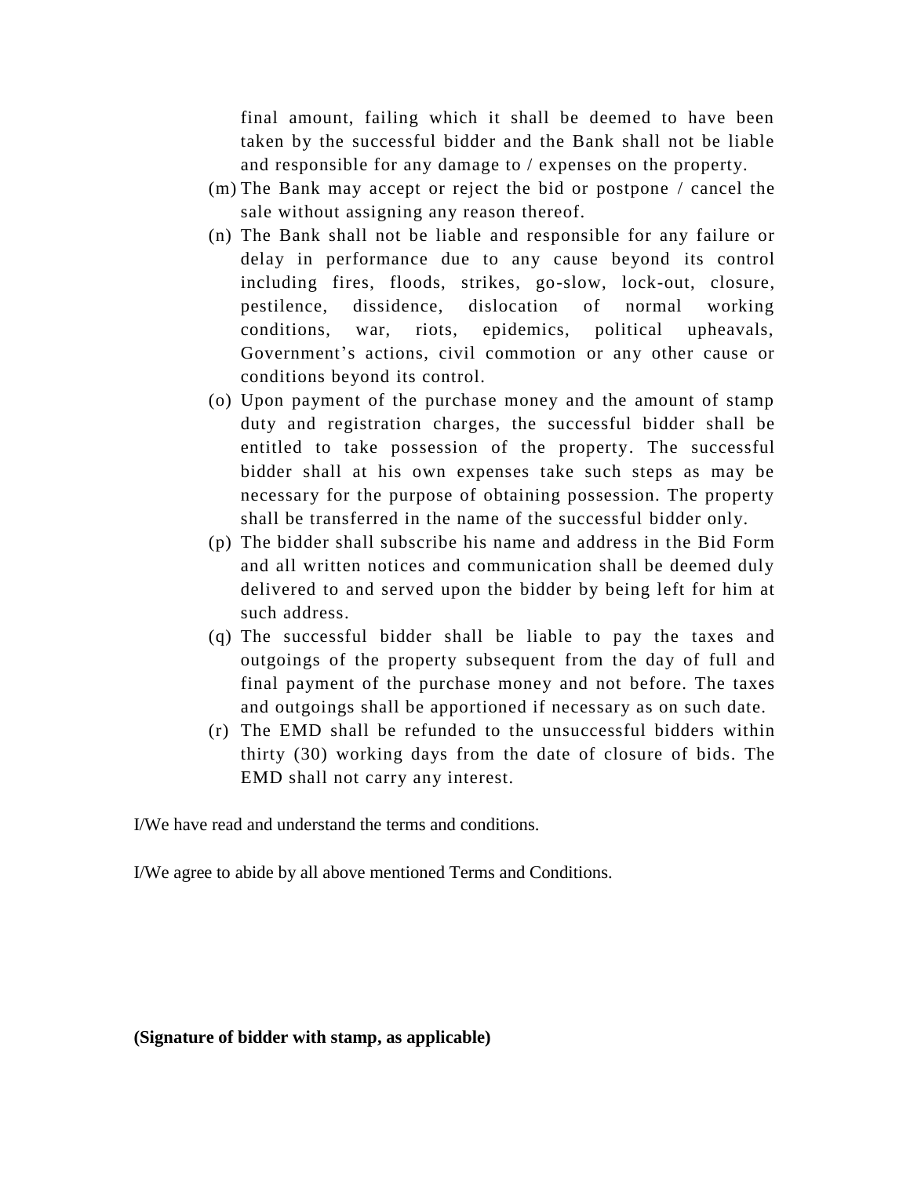final amount, failing which it shall be deemed to have been taken by the successful bidder and the Bank shall not be liable and responsible for any damage to / expenses on the property.

(m) The Bank may accept or reject the bid or postpone / cancel the sale without assigning any reason thereof.

(n) The Bank shall not be liable and responsible for any failure or delay in performance due to any cause beyond its control including fires, floods, strikes, go-slow, lock-out, closure, pestilence, dissidence, dislocation of normal working conditions, war, riots, epidemics, political upheavals, Government's actions, civil commotion or any other cause or conditions beyond its control.

(o) Upon payment of the purchase money and the amount of stamp duty and registration charges, the successful bidder shall be entitled to take possession of the property. The successful bidder shall at his own expenses take such steps as may be necessary for the purpose of obtaining possession. The property shall be transferred in the name of the successful bidder only.

(p) The bidder shall subscribe his name and address in the Bid Form and all written notices and communication shall be deemed duly delivered to and served upon the bidder by being left for him at such address.

(q) The successful bidder shall be liable to pay the taxes and outgoings of the property subsequent from the day of full and final payment of the purchase money and not before. The taxes and outgoings shall be apportioned if necessary as on such date.

(r) The EMD shall be refunded to the unsuccessful bidders within thirty (30) working days from the date of closure of bids. The EMD shall not carry any interest.

I/We have read and understand the terms and conditions.

I/We agree to abide by all above mentioned Terms and Conditions.

**(Signature of bidder with stamp, as applicable)**